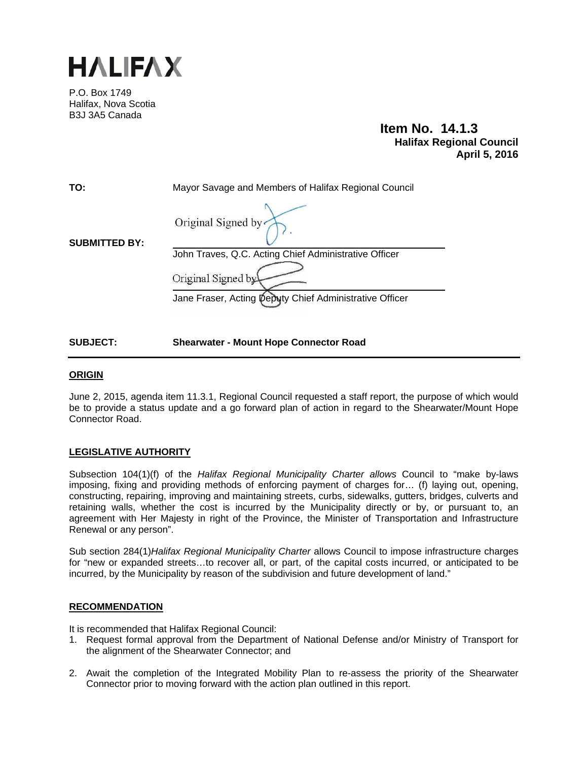# HALIFAX

P.O. Box 1749
Halifax, Nova Scotia
B3J 3A5 Canada

**Item No. 14.1.3**
**Halifax Regional Council**
**April 5, 2016**

**TO:** Mayor Savage and Members of Halifax Regional Council

**SUBMITTED BY:**

Original Signed by

John Traves, Q.C. Acting Chief Administrative Officer

Original Signed by

Jane Fraser, Acting Deputy Chief Administrative Officer

**SUBJECT: Shearwater - Mount Hope Connector Road**

## ORIGIN

June 2, 2015, agenda item 11.3.1, Regional Council requested a staff report, the purpose of which would be to provide a status update and a go forward plan of action in regard to the Shearwater/Mount Hope Connector Road.

## LEGISLATIVE AUTHORITY

Subsection 104(1)(f) of the *Halifax Regional Municipality Charter allows* Council to "make by-laws imposing, fixing and providing methods of enforcing payment of charges for… (f) laying out, opening, constructing, repairing, improving and maintaining streets, curbs, sidewalks, gutters, bridges, culverts and retaining walls, whether the cost is incurred by the Municipality directly or by, or pursuant to, an agreement with Her Majesty in right of the Province, the Minister of Transportation and Infrastructure Renewal or any person".

Sub section 284(1)*Halifax Regional Municipality Charter* allows Council to impose infrastructure charges for "new or expanded streets…to recover all, or part, of the capital costs incurred, or anticipated to be incurred, by the Municipality by reason of the subdivision and future development of land."

## RECOMMENDATION

It is recommended that Halifax Regional Council:

1. Request formal approval from the Department of National Defense and/or Ministry of Transport for the alignment of the Shearwater Connector; and

2. Await the completion of the Integrated Mobility Plan to re-assess the priority of the Shearwater Connector prior to moving forward with the action plan outlined in this report.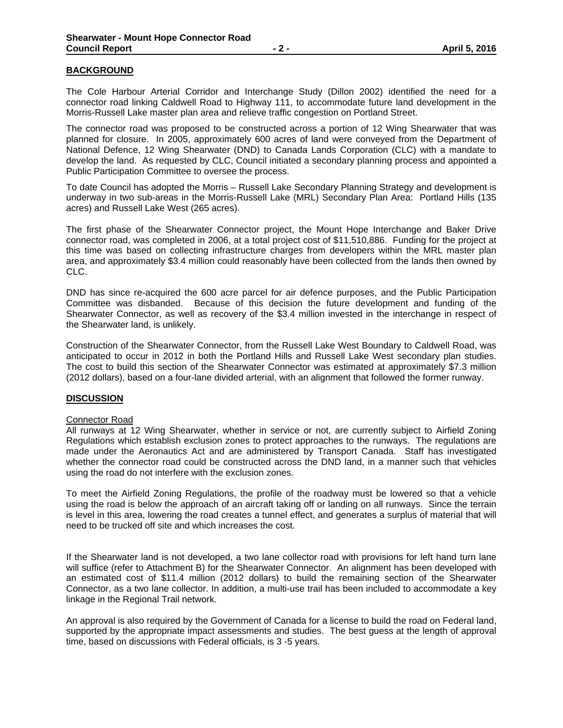## BACKGROUND

The Cole Harbour Arterial Corridor and Interchange Study (Dillon 2002) identified the need for a connector road linking Caldwell Road to Highway 111, to accommodate future land development in the Morris-Russell Lake master plan area and relieve traffic congestion on Portland Street.

The connector road was proposed to be constructed across a portion of 12 Wing Shearwater that was planned for closure. In 2005, approximately 600 acres of land were conveyed from the Department of National Defence, 12 Wing Shearwater (DND) to Canada Lands Corporation (CLC) with a mandate to develop the land. As requested by CLC, Council initiated a secondary planning process and appointed a Public Participation Committee to oversee the process.

To date Council has adopted the Morris – Russell Lake Secondary Planning Strategy and development is underway in two sub-areas in the Morris-Russell Lake (MRL) Secondary Plan Area: Portland Hills (135 acres) and Russell Lake West (265 acres).

The first phase of the Shearwater Connector project, the Mount Hope Interchange and Baker Drive connector road, was completed in 2006, at a total project cost of $11,510,886. Funding for the project at this time was based on collecting infrastructure charges from developers within the MRL master plan area, and approximately $3.4 million could reasonably have been collected from the lands then owned by CLC.

DND has since re-acquired the 600 acre parcel for air defence purposes, and the Public Participation Committee was disbanded. Because of this decision the future development and funding of the Shearwater Connector, as well as recovery of the $3.4 million invested in the interchange in respect of the Shearwater land, is unlikely.

Construction of the Shearwater Connector, from the Russell Lake West Boundary to Caldwell Road, was anticipated to occur in 2012 in both the Portland Hills and Russell Lake West secondary plan studies. The cost to build this section of the Shearwater Connector was estimated at approximately $7.3 million (2012 dollars), based on a four-lane divided arterial, with an alignment that followed the former runway.

## DISCUSSION

Connector Road

All runways at 12 Wing Shearwater, whether in service or not, are currently subject to Airfield Zoning Regulations which establish exclusion zones to protect approaches to the runways. The regulations are made under the Aeronautics Act and are administered by Transport Canada. Staff has investigated whether the connector road could be constructed across the DND land, in a manner such that vehicles using the road do not interfere with the exclusion zones.

To meet the Airfield Zoning Regulations, the profile of the roadway must be lowered so that a vehicle using the road is below the approach of an aircraft taking off or landing on all runways. Since the terrain is level in this area, lowering the road creates a tunnel effect, and generates a surplus of material that will need to be trucked off site and which increases the cost.

If the Shearwater land is not developed, a two lane collector road with provisions for left hand turn lane will suffice (refer to Attachment B) for the Shearwater Connector. An alignment has been developed with an estimated cost of $11.4 million (2012 dollars) to build the remaining section of the Shearwater Connector, as a two lane collector. In addition, a multi-use trail has been included to accommodate a key linkage in the Regional Trail network.

An approval is also required by the Government of Canada for a license to build the road on Federal land, supported by the appropriate impact assessments and studies. The best guess at the length of approval time, based on discussions with Federal officials, is 3 -5 years.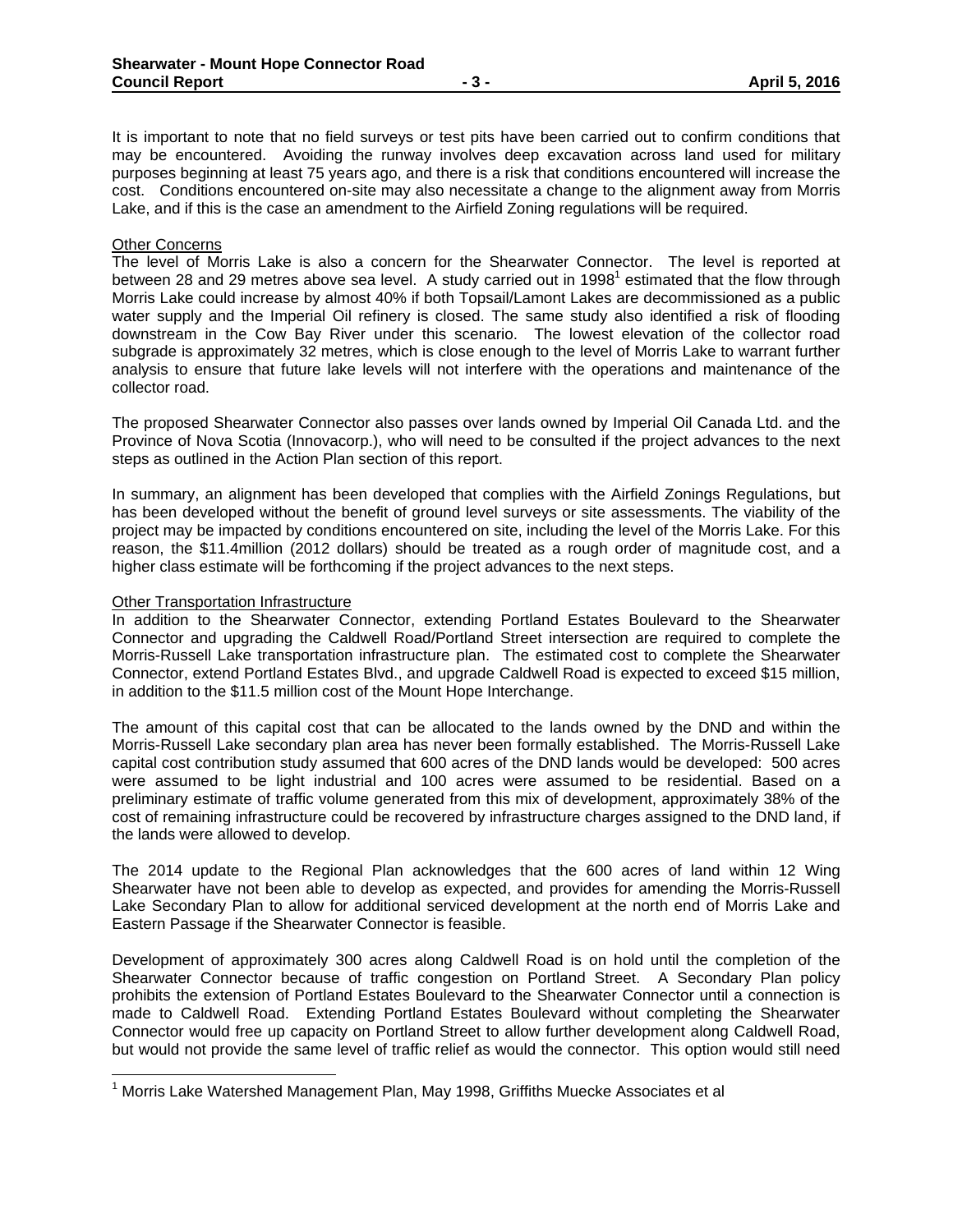It is important to note that no field surveys or test pits have been carried out to confirm conditions that may be encountered. Avoiding the runway involves deep excavation across land used for military purposes beginning at least 75 years ago, and there is a risk that conditions encountered will increase the cost. Conditions encountered on-site may also necessitate a change to the alignment away from Morris Lake, and if this is the case an amendment to the Airfield Zoning regulations will be required.

Other Concerns

The level of Morris Lake is also a concern for the Shearwater Connector. The level is reported at between 28 and 29 metres above sea level. A study carried out in 1998[1] estimated that the flow through Morris Lake could increase by almost 40% if both Topsail/Lamont Lakes are decommissioned as a public water supply and the Imperial Oil refinery is closed. The same study also identified a risk of flooding downstream in the Cow Bay River under this scenario. The lowest elevation of the collector road subgrade is approximately 32 metres, which is close enough to the level of Morris Lake to warrant further analysis to ensure that future lake levels will not interfere with the operations and maintenance of the collector road.

The proposed Shearwater Connector also passes over lands owned by Imperial Oil Canada Ltd. and the Province of Nova Scotia (Innovacorp.), who will need to be consulted if the project advances to the next steps as outlined in the Action Plan section of this report.

In summary, an alignment has been developed that complies with the Airfield Zonings Regulations, but has been developed without the benefit of ground level surveys or site assessments. The viability of the project may be impacted by conditions encountered on site, including the level of the Morris Lake. For this reason, the $11.4million (2012 dollars) should be treated as a rough order of magnitude cost, and a higher class estimate will be forthcoming if the project advances to the next steps.

Other Transportation Infrastructure

In addition to the Shearwater Connector, extending Portland Estates Boulevard to the Shearwater Connector and upgrading the Caldwell Road/Portland Street intersection are required to complete the Morris-Russell Lake transportation infrastructure plan. The estimated cost to complete the Shearwater Connector, extend Portland Estates Blvd., and upgrade Caldwell Road is expected to exceed $15 million, in addition to the $11.5 million cost of the Mount Hope Interchange.

The amount of this capital cost that can be allocated to the lands owned by the DND and within the Morris-Russell Lake secondary plan area has never been formally established. The Morris-Russell Lake capital cost contribution study assumed that 600 acres of the DND lands would be developed: 500 acres were assumed to be light industrial and 100 acres were assumed to be residential. Based on a preliminary estimate of traffic volume generated from this mix of development, approximately 38% of the cost of remaining infrastructure could be recovered by infrastructure charges assigned to the DND land, if the lands were allowed to develop.

The 2014 update to the Regional Plan acknowledges that the 600 acres of land within 12 Wing Shearwater have not been able to develop as expected, and provides for amending the Morris-Russell Lake Secondary Plan to allow for additional serviced development at the north end of Morris Lake and Eastern Passage if the Shearwater Connector is feasible.

Development of approximately 300 acres along Caldwell Road is on hold until the completion of the Shearwater Connector because of traffic congestion on Portland Street. A Secondary Plan policy prohibits the extension of Portland Estates Boulevard to the Shearwater Connector until a connection is made to Caldwell Road. Extending Portland Estates Boulevard without completing the Shearwater Connector would free up capacity on Portland Street to allow further development along Caldwell Road, but would not provide the same level of traffic relief as would the connector. This option would still need

[1] Morris Lake Watershed Management Plan, May 1998, Griffiths Muecke Associates et al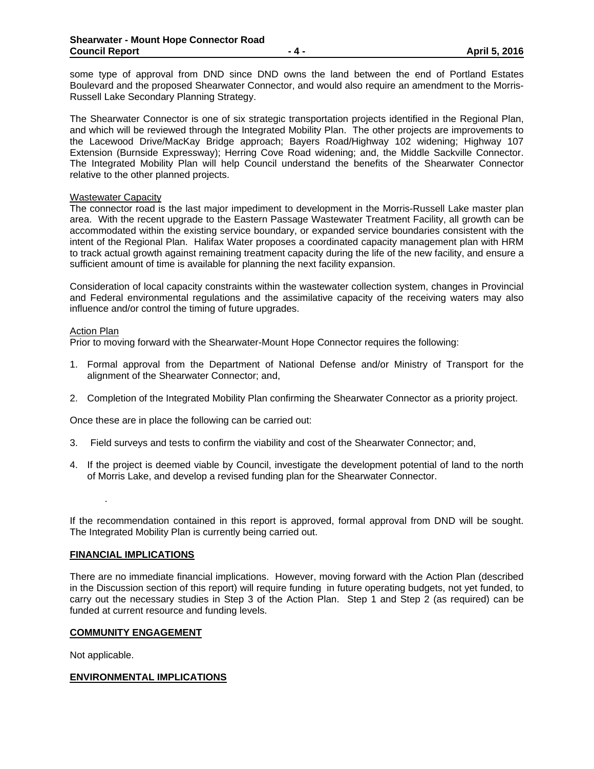some type of approval from DND since DND owns the land between the end of Portland Estates Boulevard and the proposed Shearwater Connector, and would also require an amendment to the Morris-Russell Lake Secondary Planning Strategy.

The Shearwater Connector is one of six strategic transportation projects identified in the Regional Plan, and which will be reviewed through the Integrated Mobility Plan. The other projects are improvements to the Lacewood Drive/MacKay Bridge approach; Bayers Road/Highway 102 widening; Highway 107 Extension (Burnside Expressway); Herring Cove Road widening; and, the Middle Sackville Connector. The Integrated Mobility Plan will help Council understand the benefits of the Shearwater Connector relative to the other planned projects.

Wastewater Capacity

The connector road is the last major impediment to development in the Morris-Russell Lake master plan area. With the recent upgrade to the Eastern Passage Wastewater Treatment Facility, all growth can be accommodated within the existing service boundary, or expanded service boundaries consistent with the intent of the Regional Plan. Halifax Water proposes a coordinated capacity management plan with HRM to track actual growth against remaining treatment capacity during the life of the new facility, and ensure a sufficient amount of time is available for planning the next facility expansion.

Consideration of local capacity constraints within the wastewater collection system, changes in Provincial and Federal environmental regulations and the assimilative capacity of the receiving waters may also influence and/or control the timing of future upgrades.

Action Plan

Prior to moving forward with the Shearwater-Mount Hope Connector requires the following:

1. Formal approval from the Department of National Defense and/or Ministry of Transport for the alignment of the Shearwater Connector; and,

2. Completion of the Integrated Mobility Plan confirming the Shearwater Connector as a priority project.

Once these are in place the following can be carried out:

3. Field surveys and tests to confirm the viability and cost of the Shearwater Connector; and,

4. If the project is deemed viable by Council, investigate the development potential of land to the north of Morris Lake, and develop a revised funding plan for the Shearwater Connector.

If the recommendation contained in this report is approved, formal approval from DND will be sought. The Integrated Mobility Plan is currently being carried out.

## FINANCIAL IMPLICATIONS

There are no immediate financial implications. However, moving forward with the Action Plan (described in the Discussion section of this report) will require funding in future operating budgets, not yet funded, to carry out the necessary studies in Step 3 of the Action Plan. Step 1 and Step 2 (as required) can be funded at current resource and funding levels.

## COMMUNITY ENGAGEMENT

Not applicable.

## ENVIRONMENTAL IMPLICATIONS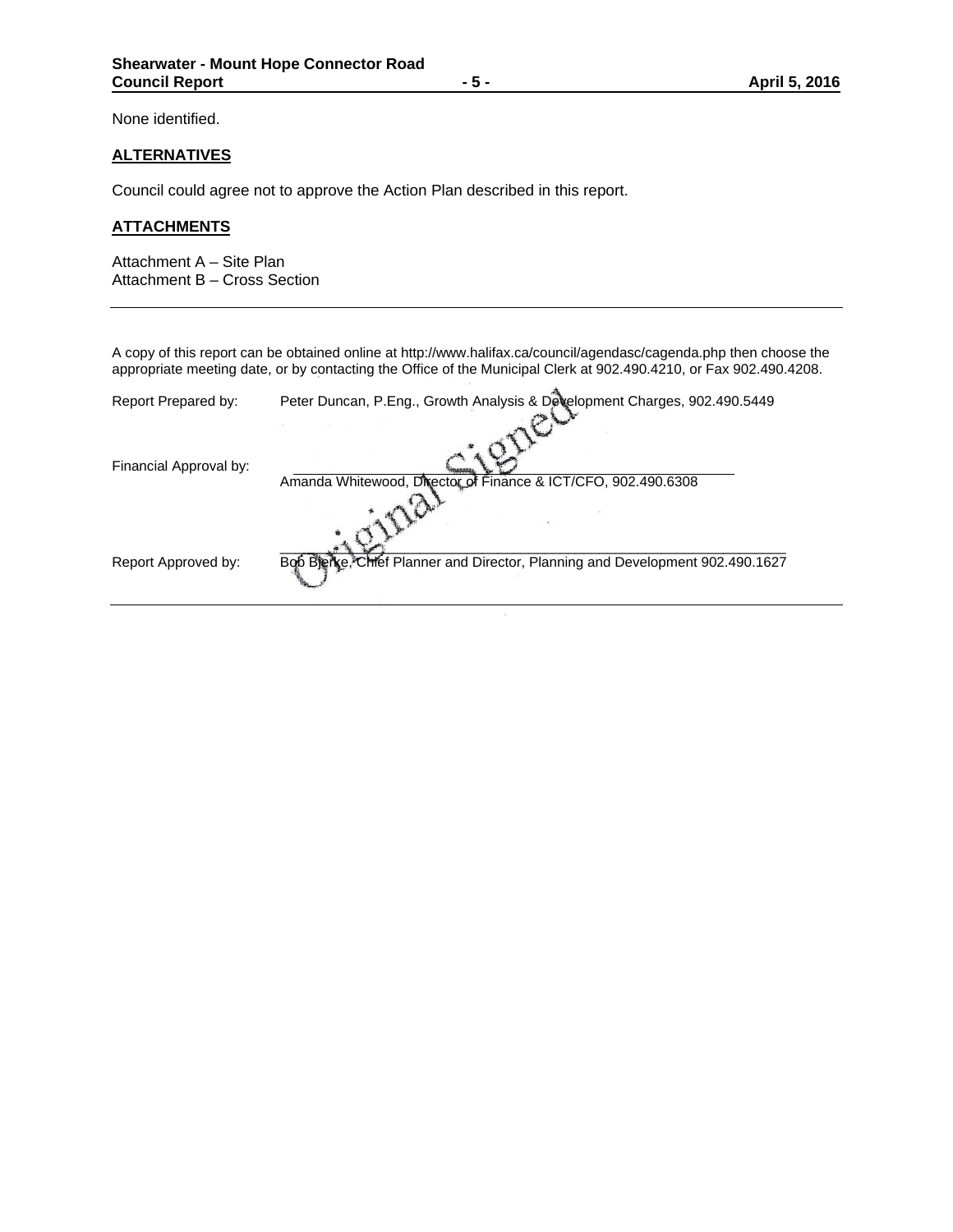None identified.

## ALTERNATIVES

Council could agree not to approve the Action Plan described in this report.

## ATTACHMENTS

Attachment A – Site Plan
Attachment B – Cross Section

---

A copy of this report can be obtained online at http://www.halifax.ca/council/agendasc/cagenda.php then choose the appropriate meeting date, or by contacting the Office of the Municipal Clerk at 902.490.4210, or Fax 902.490.4208.

Report Prepared by: Peter Duncan, P.Eng., Growth Analysis & Development Charges, 902.490.5449

Original Signed

Financial Approval by: Amanda Whitewood, Director of Finance & ICT/CFO, 902.490.6308

Report Approved by: Bob Bjerke, Chief Planner and Director, Planning and Development 902.490.1627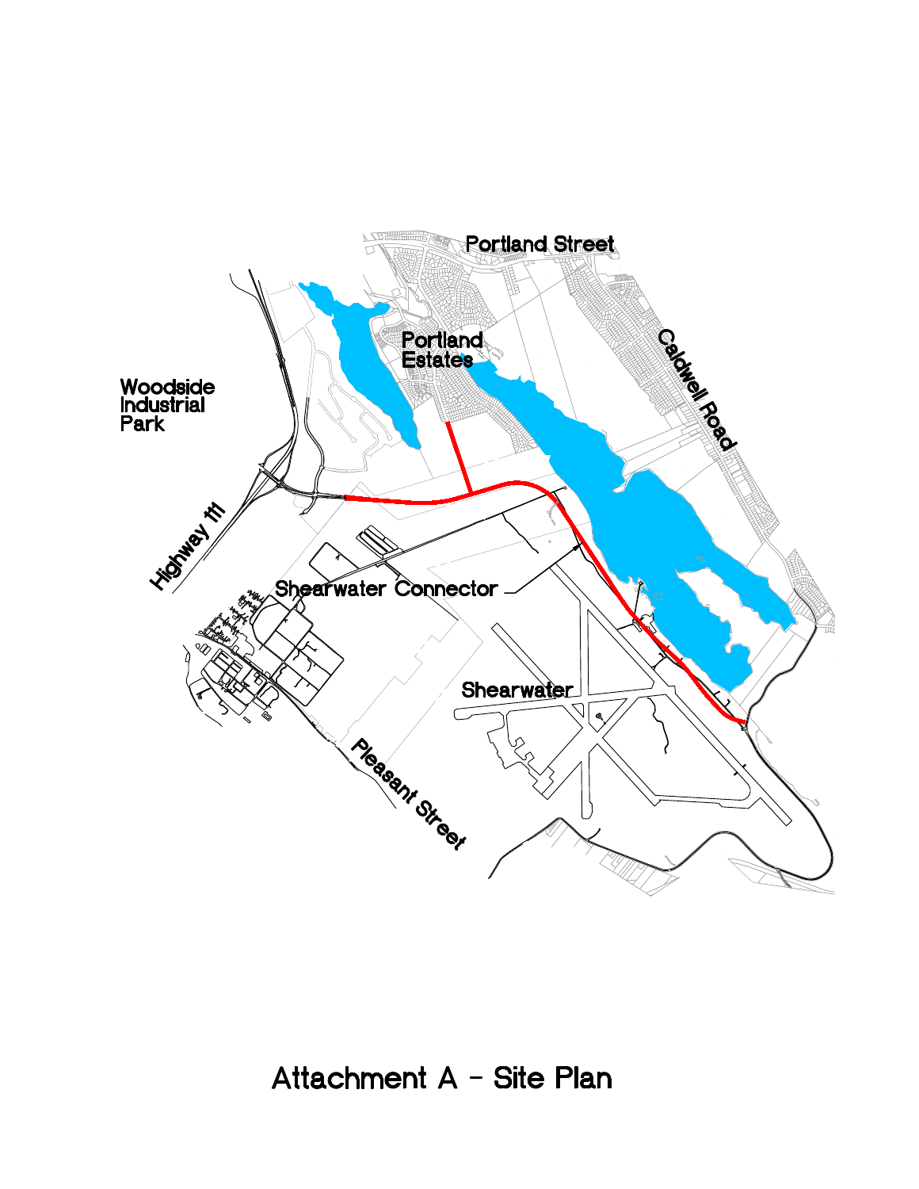Portland Street

Portland Estates

Caldwell Road

Woodside Industrial Park

Highway 111

Shearwater Connector

Shearwater

Pleasant Street

# Attachment A - Site Plan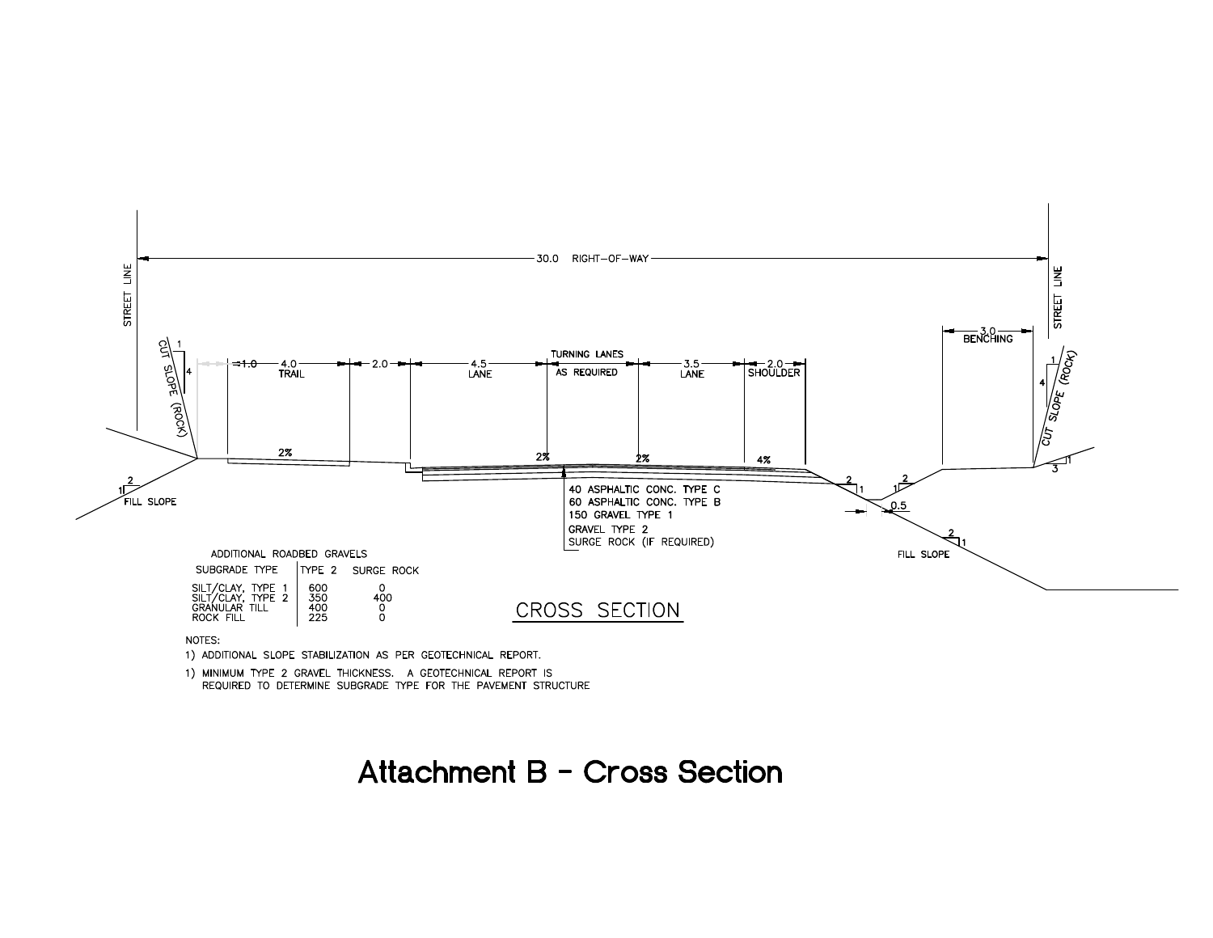STREET LINE

30.0 RIGHT-OF-WAY

STREET LINE

CUT SLOPE (ROCK)

1

4

≈1.0

4.0

TRAIL

2.0

4.5

LANE

TURNING LANES

AS REQUIRED

3.5

LANE

2.0

SHOULDER

3.0

BENCHING

1

4

CUT SLOPE (ROCK)

2%

2%

2%

4%

2

1

FILL SLOPE

2

1

2

1

0.5

2

1

FILL SLOPE

3

1

40 ASPHALTIC CONC. TYPE C
60 ASPHALTIC CONC. TYPE B
150 GRAVEL TYPE 1
GRAVEL TYPE 2
SURGE ROCK (IF REQUIRED)

ADDITIONAL ROADBED GRAVELS

| SUBGRADE TYPE | TYPE 2 | SURGE ROCK |
|---|---|---|
| SILT/CLAY, TYPE 1 | 600 | 0 |
| SILT/CLAY, TYPE 2 | 350 | 400 |
| GRANULAR TILL | 400 | 0 |
| ROCK FILL | 225 | 0 |

CROSS SECTION

NOTES:

1) ADDITIONAL SLOPE STABILIZATION AS PER GEOTECHNICAL REPORT.

1) MINIMUM TYPE 2 GRAVEL THICKNESS. A GEOTECHNICAL REPORT IS REQUIRED TO DETERMINE SUBGRADE TYPE FOR THE PAVEMENT STRUCTURE

# Attachment B - Cross Section